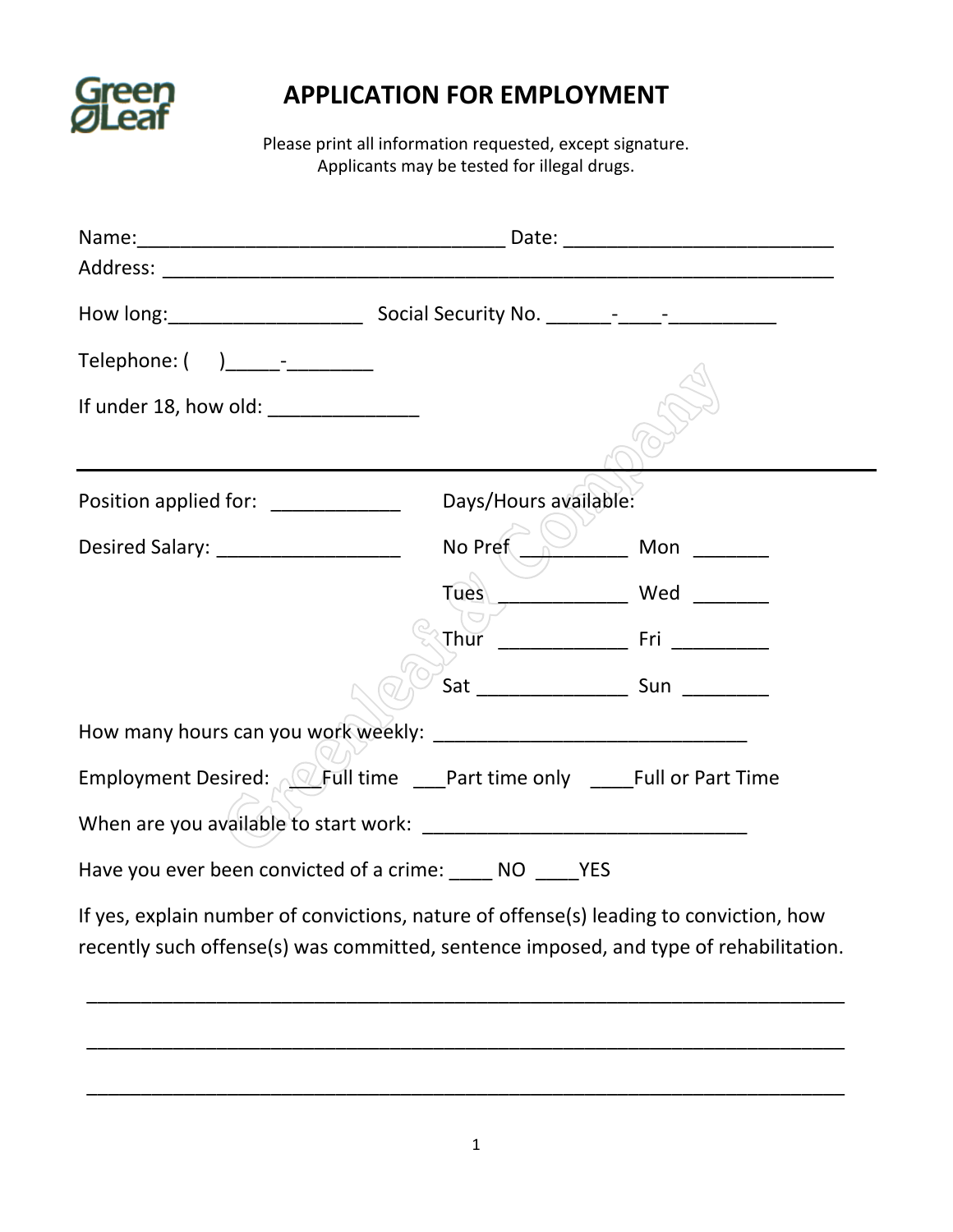Green Leaf

# APPLICATION FOR EMPLOYMENT

Please print all information requested, except signature.
Applicants may be tested for illegal drugs.

Name:__________________________________ Date: _________________________
Address: _______________________________________________________________

How long:__________________ Social Security No. ______-____-__________

Telephone: (     )_____-________

If under 18, how old: ______________

---

Position applied for: ____________

Desired Salary: _________________

Days/Hours available:

No Pref __________ Mon _______

Tues ____________ Wed _______

Thur ____________ Fri _________

Sat ______________ Sun ________

How many hours can you work weekly: _____________________________

Employment Desired: ___Full time ___Part time only ____Full or Part Time

When are you available to start work: ______________________________

Have you ever been convicted of a crime: ____ NO ____YES

If yes, explain number of convictions, nature of offense(s) leading to conviction, how recently such offense(s) was committed, sentence imposed, and type of rehabilitation.

______________________________________________________________________

______________________________________________________________________

______________________________________________________________________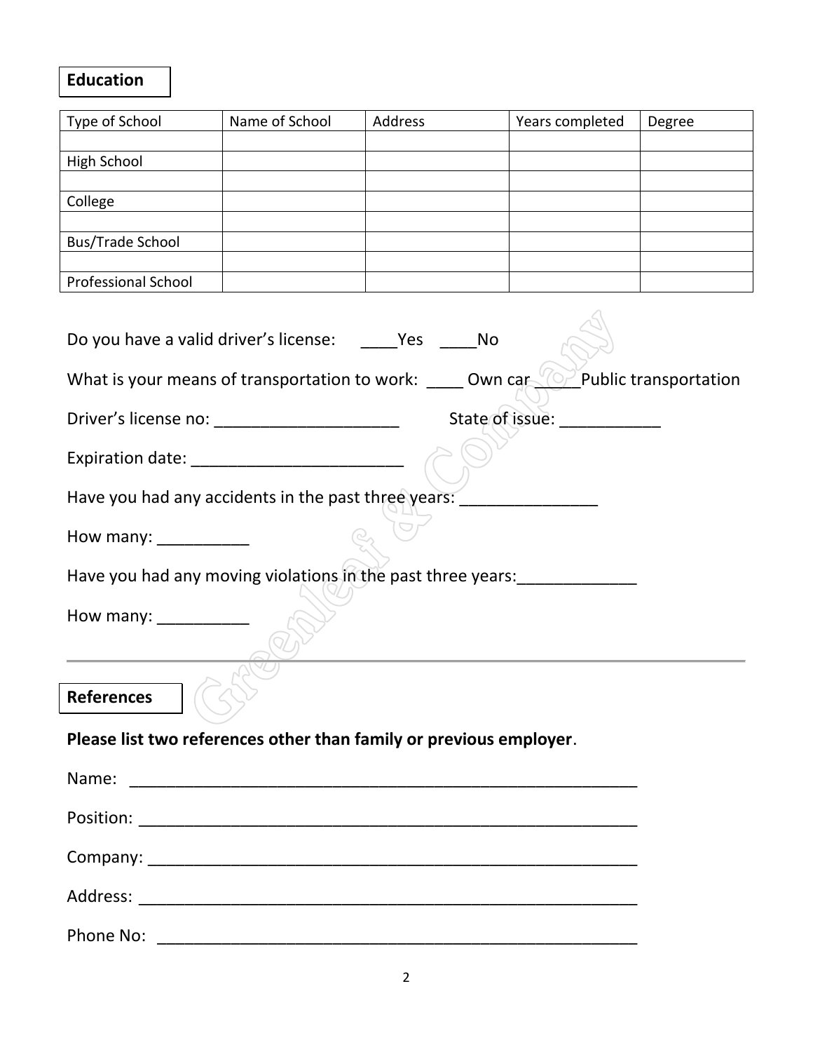## Education

| Type of School | Name of School | Address | Years completed | Degree |
|---|---|---|---|---|
| | | | | |
| High School | | | | |
| | | | | |
| College | | | | |
| | | | | |
| Bus/Trade School | | | | |
| | | | | |
| Professional School | | | | |

Do you have a valid driver's license: ____Yes ____No

What is your means of transportation to work: ____ Own car _____Public transportation

Driver's license no: ____________________ State of issue: ___________

Expiration date: _______________________

Have you had any accidents in the past three years: _______________

How many: __________

Have you had any moving violations in the past three years:_____________

How many: __________

---

## References

**Please list two references other than family or previous employer**.

Name: ________________________________________________________

Position: ______________________________________________________

Company: _____________________________________________________

Address: ______________________________________________________

Phone No: ____________________________________________________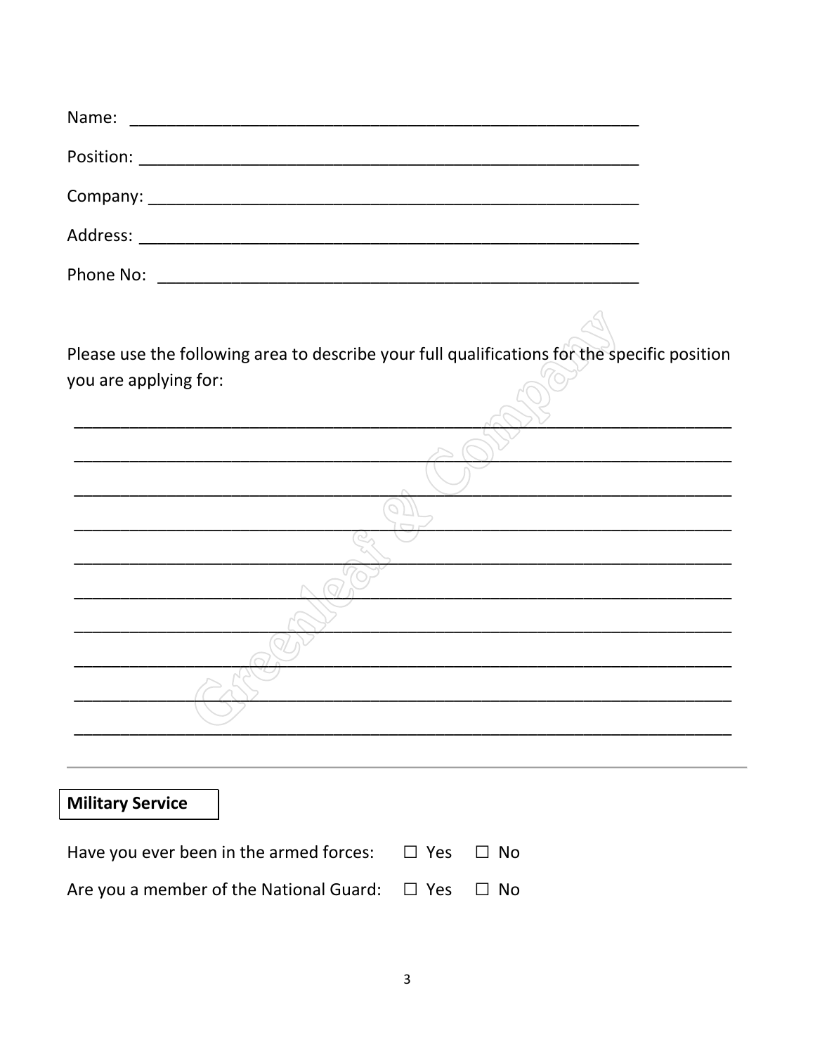Name: ________________________________________________________

Position: ______________________________________________________

Company: ______________________________________________________

Address: _______________________________________________________

Phone No: _____________________________________________________

Please use the following area to describe your full qualifications for the specific position you are applying for:

___________________________________________________________________________

___________________________________________________________________________

___________________________________________________________________________

___________________________________________________________________________

___________________________________________________________________________

___________________________________________________________________________

___________________________________________________________________________

___________________________________________________________________________

___________________________________________________________________________

___________________________________________________________________________

---

**Military Service**

Have you ever been in the armed forces: ☐ Yes ☐ No

Are you a member of the National Guard: ☐ Yes ☐ No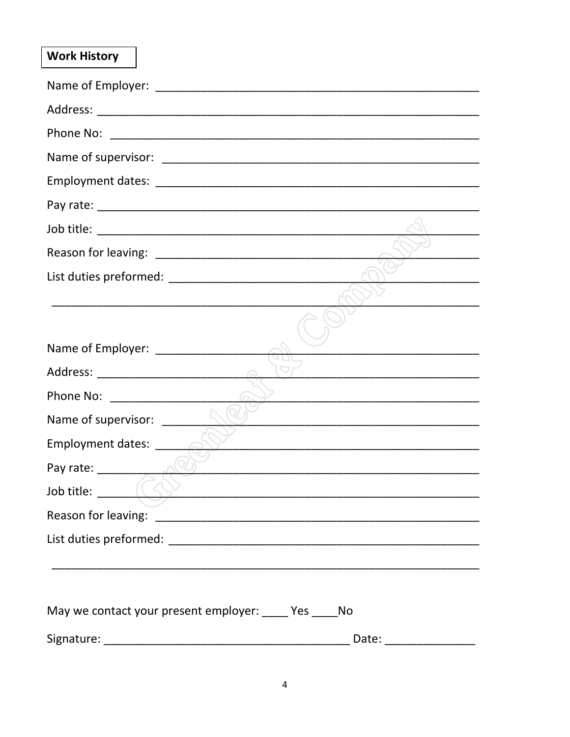**Work History**

Name of Employer: ____________________________________________________

Address: ___________________________________________________________

Phone No: __________________________________________________________

Name of supervisor: __________________________________________________

Employment dates: ___________________________________________________

Pay rate: ___________________________________________________________

Job title: ___________________________________________________________

Reason for leaving: __________________________________________________

List duties preformed: ________________________________________________

_________________________________________________________________

Name of Employer: ____________________________________________________

Address: ___________________________________________________________

Phone No: __________________________________________________________

Name of supervisor: __________________________________________________

Employment dates: ___________________________________________________

Pay rate: ___________________________________________________________

Job title: ___________________________________________________________

Reason for leaving: __________________________________________________

List duties preformed: ________________________________________________

_________________________________________________________________

May we contact your present employer: ____ Yes ____No

Signature: _______________________________________ Date: ______________